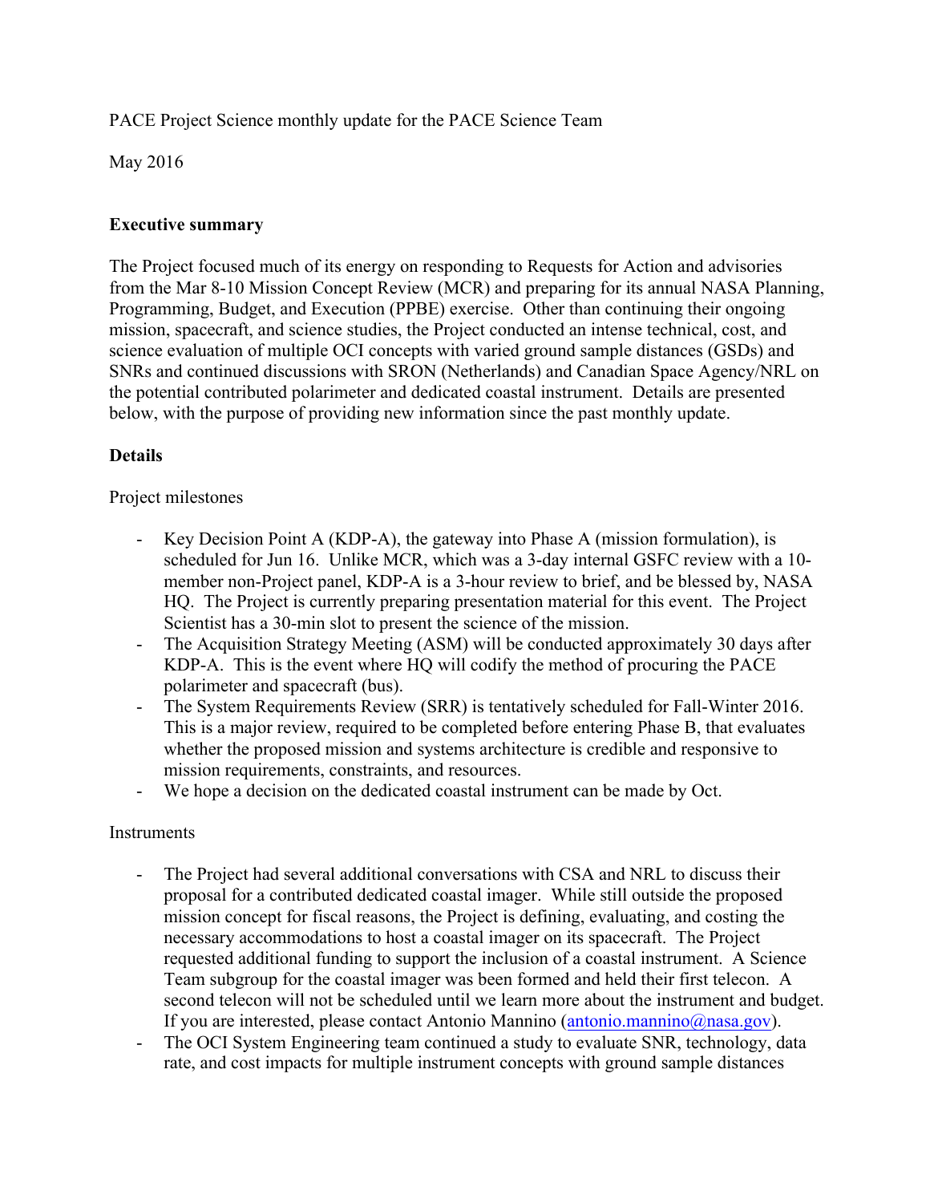PACE Project Science monthly update for the PACE Science Team

May 2016

**Executive summary**

The Project focused much of its energy on responding to Requests for Action and advisories from the Mar 8-10 Mission Concept Review (MCR) and preparing for its annual NASA Planning, Programming, Budget, and Execution (PPBE) exercise. Other than continuing their ongoing mission, spacecraft, and science studies, the Project conducted an intense technical, cost, and science evaluation of multiple OCI concepts with varied ground sample distances (GSDs) and SNRs and continued discussions with SRON (Netherlands) and Canadian Space Agency/NRL on the potential contributed polarimeter and dedicated coastal instrument. Details are presented below, with the purpose of providing new information since the past monthly update.

**Details**

Project milestones

- Key Decision Point A (KDP-A), the gateway into Phase A (mission formulation), is scheduled for Jun 16. Unlike MCR, which was a 3-day internal GSFC review with a 10-member non-Project panel, KDP-A is a 3-hour review to brief, and be blessed by, NASA HQ. The Project is currently preparing presentation material for this event. The Project Scientist has a 30-min slot to present the science of the mission.
- The Acquisition Strategy Meeting (ASM) will be conducted approximately 30 days after KDP-A. This is the event where HQ will codify the method of procuring the PACE polarimeter and spacecraft (bus).
- The System Requirements Review (SRR) is tentatively scheduled for Fall-Winter 2016. This is a major review, required to be completed before entering Phase B, that evaluates whether the proposed mission and systems architecture is credible and responsive to mission requirements, constraints, and resources.
- We hope a decision on the dedicated coastal instrument can be made by Oct.

Instruments

- The Project had several additional conversations with CSA and NRL to discuss their proposal for a contributed dedicated coastal imager. While still outside the proposed mission concept for fiscal reasons, the Project is defining, evaluating, and costing the necessary accommodations to host a coastal imager on its spacecraft. The Project requested additional funding to support the inclusion of a coastal instrument. A Science Team subgroup for the coastal imager was been formed and held their first telecon. A second telecon will not be scheduled until we learn more about the instrument and budget. If you are interested, please contact Antonio Mannino (antonio.mannino@nasa.gov).
- The OCI System Engineering team continued a study to evaluate SNR, technology, data rate, and cost impacts for multiple instrument concepts with ground sample distances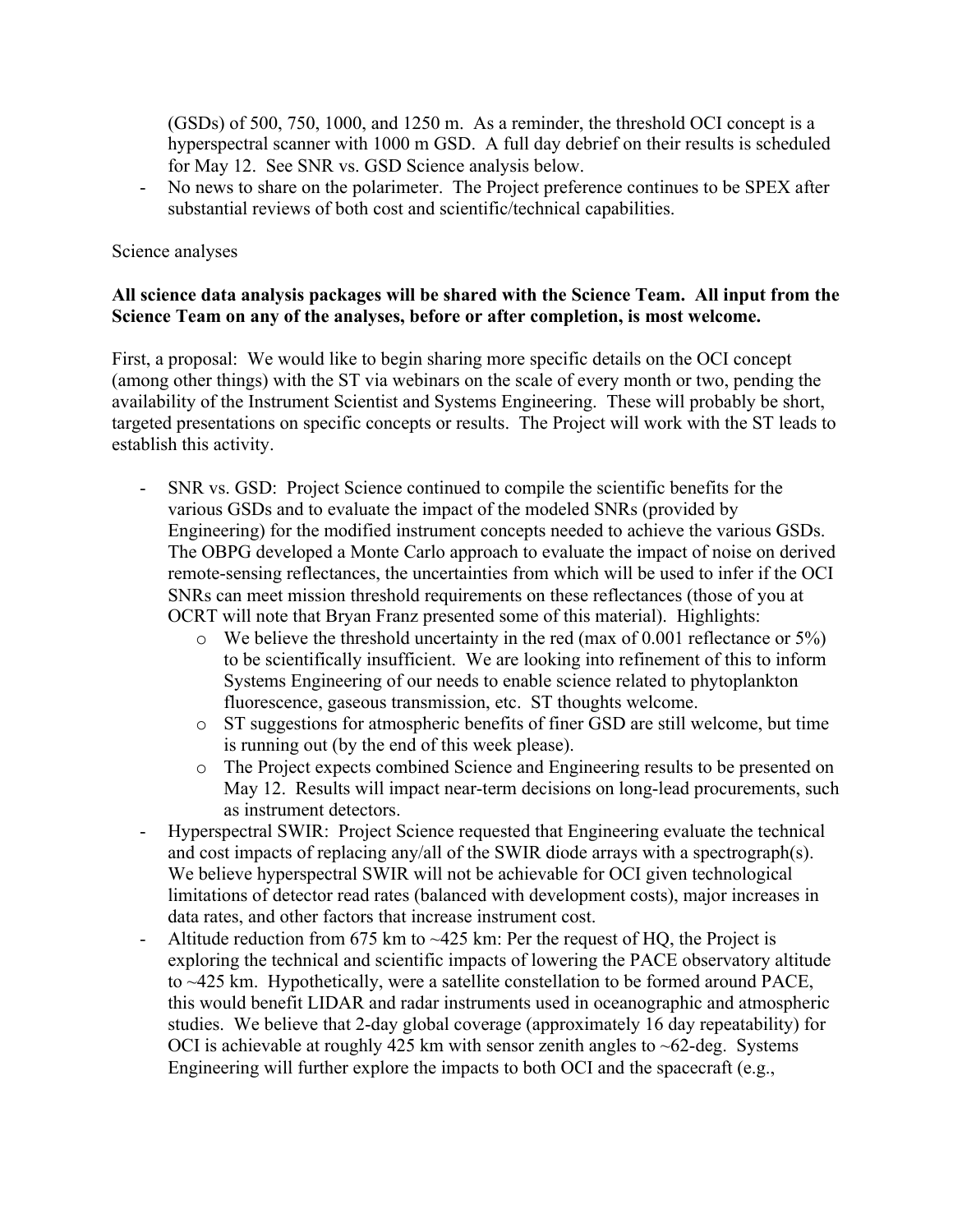(GSDs) of 500, 750, 1000, and 1250 m. As a reminder, the threshold OCI concept is a hyperspectral scanner with 1000 m GSD. A full day debrief on their results is scheduled for May 12. See SNR vs. GSD Science analysis below.

- No news to share on the polarimeter. The Project preference continues to be SPEX after substantial reviews of both cost and scientific/technical capabilities.

Science analyses

**All science data analysis packages will be shared with the Science Team. All input from the Science Team on any of the analyses, before or after completion, is most welcome.**

First, a proposal: We would like to begin sharing more specific details on the OCI concept (among other things) with the ST via webinars on the scale of every month or two, pending the availability of the Instrument Scientist and Systems Engineering. These will probably be short, targeted presentations on specific concepts or results. The Project will work with the ST leads to establish this activity.

- SNR vs. GSD: Project Science continued to compile the scientific benefits for the various GSDs and to evaluate the impact of the modeled SNRs (provided by Engineering) for the modified instrument concepts needed to achieve the various GSDs. The OBPG developed a Monte Carlo approach to evaluate the impact of noise on derived remote-sensing reflectances, the uncertainties from which will be used to infer if the OCI SNRs can meet mission threshold requirements on these reflectances (those of you at OCRT will note that Bryan Franz presented some of this material). Highlights:
    - We believe the threshold uncertainty in the red (max of 0.001 reflectance or 5%) to be scientifically insufficient. We are looking into refinement of this to inform Systems Engineering of our needs to enable science related to phytoplankton fluorescence, gaseous transmission, etc. ST thoughts welcome.
    - ST suggestions for atmospheric benefits of finer GSD are still welcome, but time is running out (by the end of this week please).
    - The Project expects combined Science and Engineering results to be presented on May 12. Results will impact near-term decisions on long-lead procurements, such as instrument detectors.
- Hyperspectral SWIR: Project Science requested that Engineering evaluate the technical and cost impacts of replacing any/all of the SWIR diode arrays with a spectrograph(s). We believe hyperspectral SWIR will not be achievable for OCI given technological limitations of detector read rates (balanced with development costs), major increases in data rates, and other factors that increase instrument cost.
- Altitude reduction from 675 km to ~425 km: Per the request of HQ, the Project is exploring the technical and scientific impacts of lowering the PACE observatory altitude to ~425 km. Hypothetically, were a satellite constellation to be formed around PACE, this would benefit LIDAR and radar instruments used in oceanographic and atmospheric studies. We believe that 2-day global coverage (approximately 16 day repeatability) for OCI is achievable at roughly 425 km with sensor zenith angles to ~62-deg. Systems Engineering will further explore the impacts to both OCI and the spacecraft (e.g.,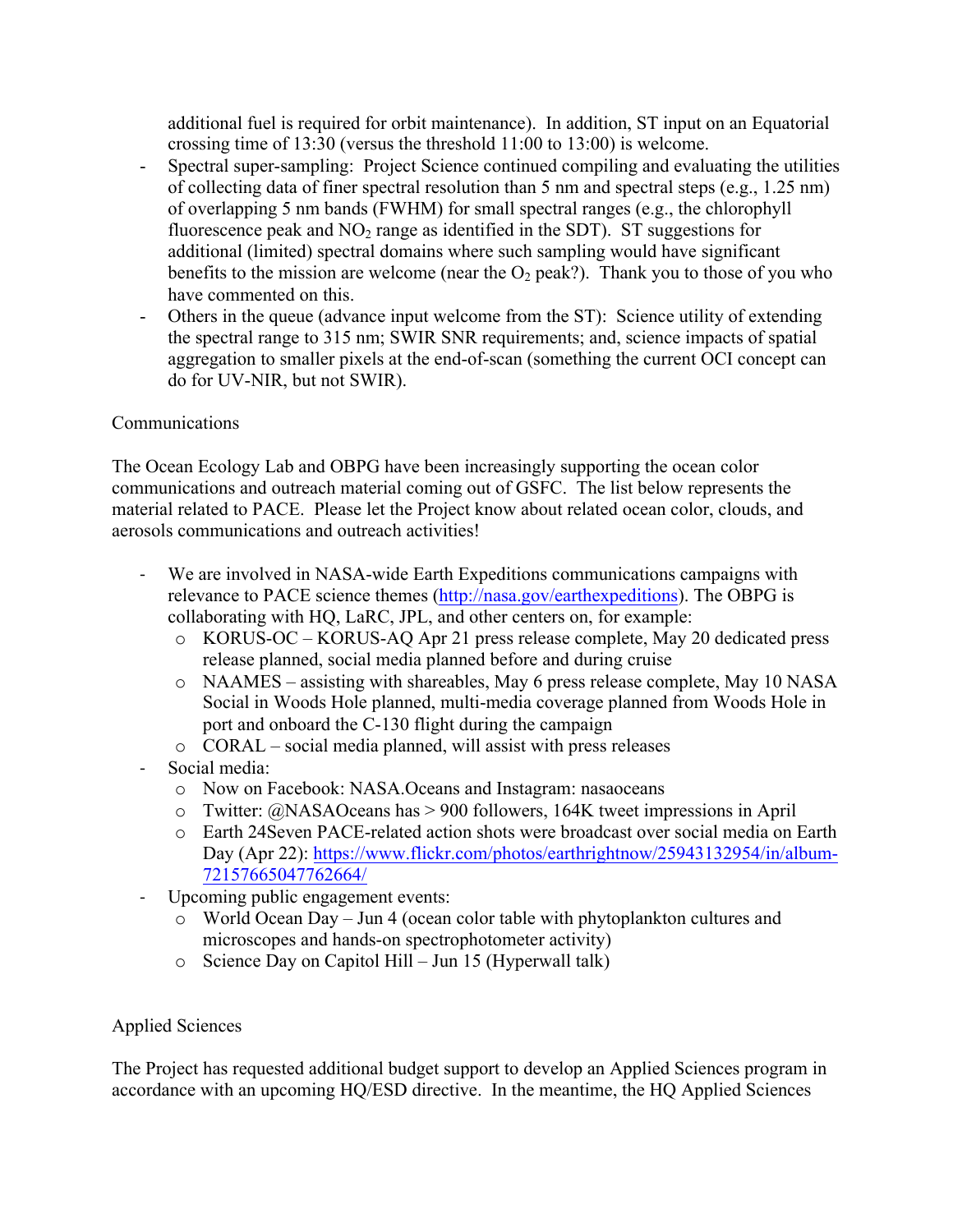additional fuel is required for orbit maintenance). In addition, ST input on an Equatorial crossing time of 13:30 (versus the threshold 11:00 to 13:00) is welcome.

- Spectral super-sampling: Project Science continued compiling and evaluating the utilities of collecting data of finer spectral resolution than 5 nm and spectral steps (e.g., 1.25 nm) of overlapping 5 nm bands (FWHM) for small spectral ranges (e.g., the chlorophyll fluorescence peak and $NO_2$ range as identified in the SDT). ST suggestions for additional (limited) spectral domains where such sampling would have significant benefits to the mission are welcome (near the $O_2$ peak?). Thank you to those of you who have commented on this.
- Others in the queue (advance input welcome from the ST): Science utility of extending the spectral range to 315 nm; SWIR SNR requirements; and, science impacts of spatial aggregation to smaller pixels at the end-of-scan (something the current OCI concept can do for UV-NIR, but not SWIR).

Communications

The Ocean Ecology Lab and OBPG have been increasingly supporting the ocean color communications and outreach material coming out of GSFC. The list below represents the material related to PACE. Please let the Project know about related ocean color, clouds, and aerosols communications and outreach activities!

- We are involved in NASA-wide Earth Expeditions communications campaigns with relevance to PACE science themes (http://nasa.gov/earthexpeditions). The OBPG is collaborating with HQ, LaRC, JPL, and other centers on, for example:
  - KORUS-OC – KORUS-AQ Apr 21 press release complete, May 20 dedicated press release planned, social media planned before and during cruise
  - NAAMES – assisting with shareables, May 6 press release complete, May 10 NASA Social in Woods Hole planned, multi-media coverage planned from Woods Hole in port and onboard the C-130 flight during the campaign
  - CORAL – social media planned, will assist with press releases
- Social media:
  - Now on Facebook: NASA.Oceans and Instagram: nasaoceans
  - Twitter: @NASAOceans has > 900 followers, 164K tweet impressions in April
  - Earth 24Seven PACE-related action shots were broadcast over social media on Earth Day (Apr 22): https://www.flickr.com/photos/earthrightnow/25943132954/in/album-72157665047762664/
- Upcoming public engagement events:
  - World Ocean Day – Jun 4 (ocean color table with phytoplankton cultures and microscopes and hands-on spectrophotometer activity)
  - Science Day on Capitol Hill – Jun 15 (Hyperwall talk)

Applied Sciences

The Project has requested additional budget support to develop an Applied Sciences program in accordance with an upcoming HQ/ESD directive. In the meantime, the HQ Applied Sciences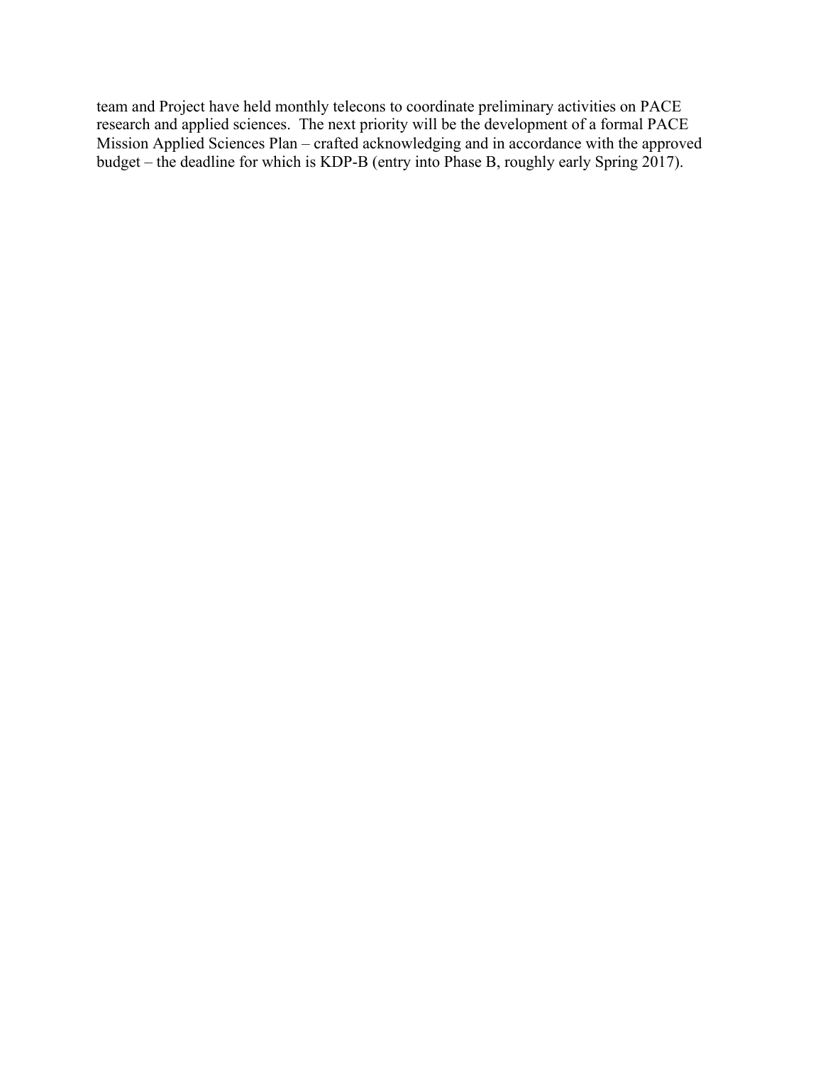team and Project have held monthly telecons to coordinate preliminary activities on PACE research and applied sciences. The next priority will be the development of a formal PACE Mission Applied Sciences Plan – crafted acknowledging and in accordance with the approved budget – the deadline for which is KDP-B (entry into Phase B, roughly early Spring 2017).